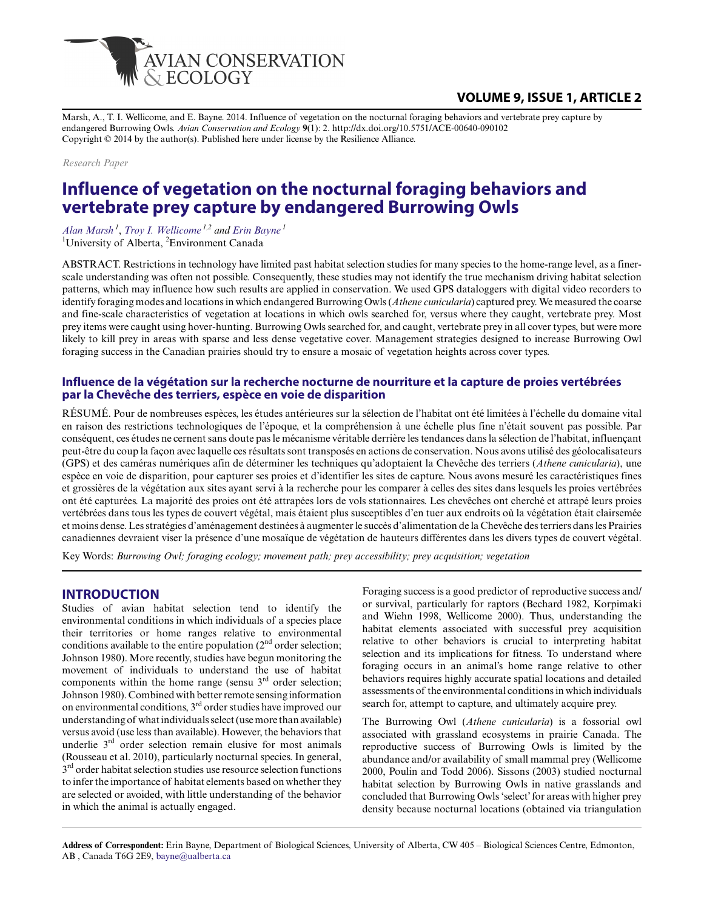Marsh, A., T. I. Wellicome, and E. Bayne. 2014. Influence of vegetation on the nocturnal foraging behaviors and vertebrate prey capture by endangered Burrowing Owls. *Avian Conservation and Ecology* **9**(1): 2. http://dx.doi.org/10.5751/ACE-00640-090102
Copyright © 2014 by the author(s). Published here under license by the Resilience Alliance.

*Research Paper*

# Influence of vegetation on the nocturnal foraging behaviors and vertebrate prey capture by endangered Burrowing Owls

*Alan Marsh*[1], *Troy I. Wellicome*[1,2] and *Erin Bayne*[1]

[1]University of Alberta, [2]Environment Canada

ABSTRACT. Restrictions in technology have limited past habitat selection studies for many species to the home-range level, as a finer-scale understanding was often not possible. Consequently, these studies may not identify the true mechanism driving habitat selection patterns, which may influence how such results are applied in conservation. We used GPS dataloggers with digital video recorders to identify foraging modes and locations in which endangered Burrowing Owls (*Athene cunicularia*) captured prey. We measured the coarse and fine-scale characteristics of vegetation at locations in which owls searched for, versus where they caught, vertebrate prey. Most prey items were caught using hover-hunting. Burrowing Owls searched for, and caught, vertebrate prey in all cover types, but were more likely to kill prey in areas with sparse and less dense vegetative cover. Management strategies designed to increase Burrowing Owl foraging success in the Canadian prairies should try to ensure a mosaic of vegetation heights across cover types.

## Influence de la végétation sur la recherche nocturne de nourriture et la capture de proies vertébrées par la Chevêche des terriers, espèce en voie de disparition

RÉSUMÉ. Pour de nombreuses espèces, les études antérieures sur la sélection de l'habitat ont été limitées à l'échelle du domaine vital en raison des restrictions technologiques de l'époque, et la compréhension à une échelle plus fine n'était souvent pas possible. Par conséquent, ces études ne cernent sans doute pas le mécanisme véritable derrière les tendances dans la sélection de l'habitat, influençant peut-être du coup la façon avec laquelle ces résultats sont transposés en actions de conservation. Nous avons utilisé des géolocalisateurs (GPS) et des caméras numériques afin de déterminer les techniques qu'adoptaient la Chevêche des terriers (*Athene cunicularia*), une espèce en voie de disparition, pour capturer ses proies et d'identifier les sites de capture. Nous avons mesuré les caractéristiques fines et grossières de la végétation aux sites ayant servi à la recherche pour les comparer à celles des sites dans lesquels les proies vertébrées ont été capturées. La majorité des proies ont été attrapées lors de vols stationnaires. Les chevêches ont cherché et attrapé leurs proies vertébrées dans tous les types de couvert végétal, mais étaient plus susceptibles d'en tuer aux endroits où la végétation était clairsemée et moins dense. Les stratégies d'aménagement destinées à augmenter le succès d'alimentation de la Chevêche des terriers dans les Prairies canadiennes devraient viser la présence d'une mosaïque de végétation de hauteurs différentes dans les divers types de couvert végétal.

Key Words: *Burrowing Owl; foraging ecology; movement path; prey accessibility; prey acquisition; vegetation*

## INTRODUCTION

Studies of avian habitat selection tend to identify the environmental conditions in which individuals of a species place their territories or home ranges relative to environmental conditions available to the entire population (2nd order selection; Johnson 1980). More recently, studies have begun monitoring the movement of individuals to understand the use of habitat components within the home range (sensu 3rd order selection; Johnson 1980). Combined with better remote sensing information on environmental conditions, 3rd order studies have improved our understanding of what individuals select (use more than available) versus avoid (use less than available). However, the behaviors that underlie 3rd order selection remain elusive for most animals (Rousseau et al. 2010), particularly nocturnal species. In general, 3rd order habitat selection studies use resource selection functions to infer the importance of habitat elements based on whether they are selected or avoided, with little understanding of the behavior in which the animal is actually engaged.

Foraging success is a good predictor of reproductive success and/or survival, particularly for raptors (Bechard 1982, Korpimaki and Wiehn 1998, Wellicome 2000). Thus, understanding the habitat elements associated with successful prey acquisition relative to other behaviors is crucial to interpreting habitat selection and its implications for fitness. To understand where foraging occurs in an animal's home range relative to other behaviors requires highly accurate spatial locations and detailed assessments of the environmental conditions in which individuals search for, attempt to capture, and ultimately acquire prey.

The Burrowing Owl (*Athene cunicularia*) is a fossorial owl associated with grassland ecosystems in prairie Canada. The reproductive success of Burrowing Owls is limited by the abundance and/or availability of small mammal prey (Wellicome 2000, Poulin and Todd 2006). Sissons (2003) studied nocturnal habitat selection by Burrowing Owls in native grasslands and concluded that Burrowing Owls 'select' for areas with higher prey density because nocturnal locations (obtained via triangulation

**Address of Correspondent:** Erin Bayne, Department of Biological Sciences, University of Alberta, CW 405 – Biological Sciences Centre, Edmonton, AB , Canada T6G 2E9, bayne@ualberta.ca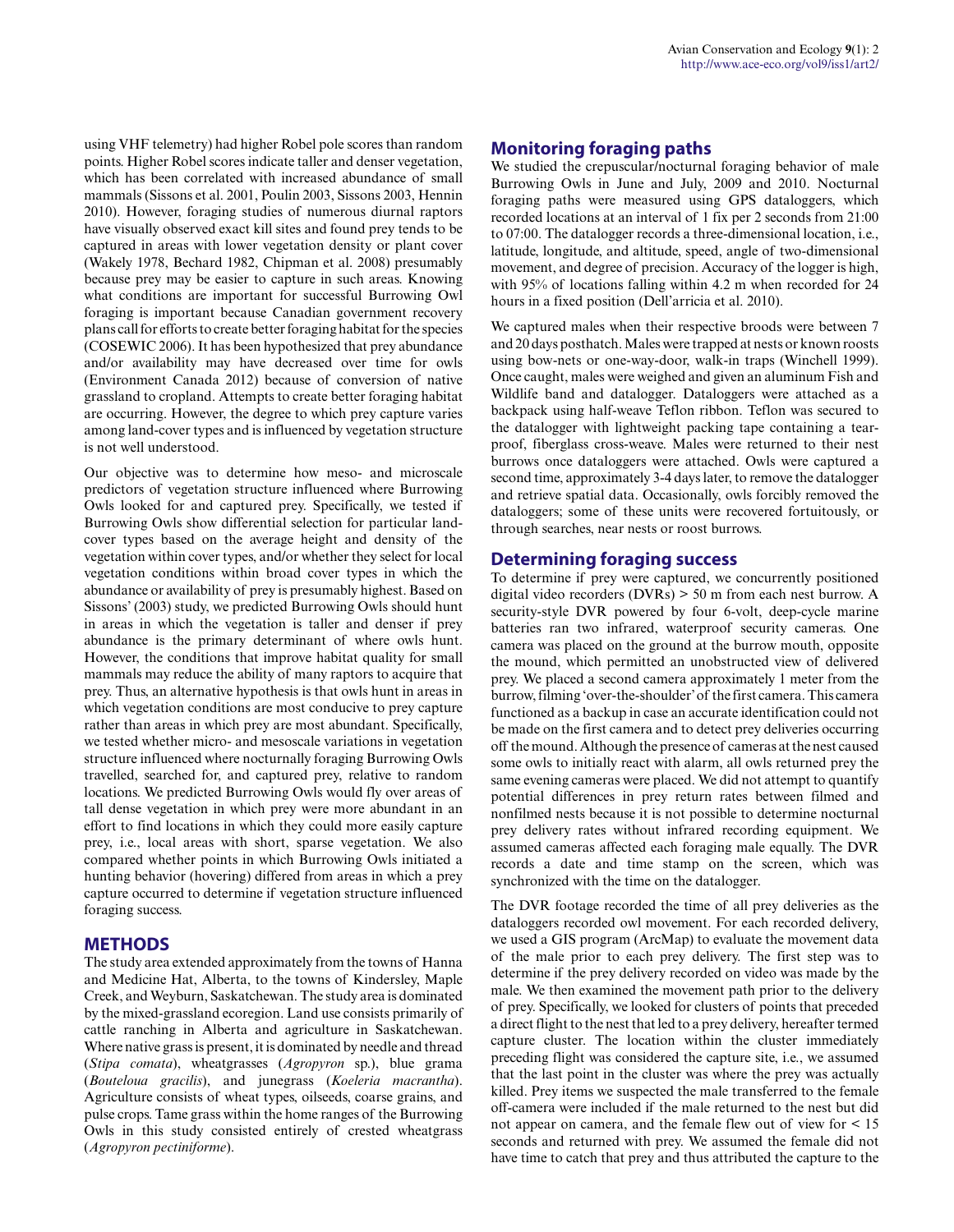using VHF telemetry) had higher Robel pole scores than random points. Higher Robel scores indicate taller and denser vegetation, which has been correlated with increased abundance of small mammals (Sissons et al. 2001, Poulin 2003, Sissons 2003, Hennin 2010). However, foraging studies of numerous diurnal raptors have visually observed exact kill sites and found prey tends to be captured in areas with lower vegetation density or plant cover (Wakely 1978, Bechard 1982, Chipman et al. 2008) presumably because prey may be easier to capture in such areas. Knowing what conditions are important for successful Burrowing Owl foraging is important because Canadian government recovery plans call for efforts to create better foraging habitat for the species (COSEWIC 2006). It has been hypothesized that prey abundance and/or availability may have decreased over time for owls (Environment Canada 2012) because of conversion of native grassland to cropland. Attempts to create better foraging habitat are occurring. However, the degree to which prey capture varies among land-cover types and is influenced by vegetation structure is not well understood.

Our objective was to determine how meso- and microscale predictors of vegetation structure influenced where Burrowing Owls looked for and captured prey. Specifically, we tested if Burrowing Owls show differential selection for particular land-cover types based on the average height and density of the vegetation within cover types, and/or whether they select for local vegetation conditions within broad cover types in which the abundance or availability of prey is presumably highest. Based on Sissons' (2003) study, we predicted Burrowing Owls should hunt in areas in which the vegetation is taller and denser if prey abundance is the primary determinant of where owls hunt. However, the conditions that improve habitat quality for small mammals may reduce the ability of many raptors to acquire that prey. Thus, an alternative hypothesis is that owls hunt in areas in which vegetation conditions are most conducive to prey capture rather than areas in which prey are most abundant. Specifically, we tested whether micro- and mesoscale variations in vegetation structure influenced where nocturnally foraging Burrowing Owls travelled, searched for, and captured prey, relative to random locations. We predicted Burrowing Owls would fly over areas of tall dense vegetation in which prey were more abundant in an effort to find locations in which they could more easily capture prey, i.e., local areas with short, sparse vegetation. We also compared whether points in which Burrowing Owls initiated a hunting behavior (hovering) differed from areas in which a prey capture occurred to determine if vegetation structure influenced foraging success.

## METHODS

The study area extended approximately from the towns of Hanna and Medicine Hat, Alberta, to the towns of Kindersley, Maple Creek, and Weyburn, Saskatchewan. The study area is dominated by the mixed-grassland ecoregion. Land use consists primarily of cattle ranching in Alberta and agriculture in Saskatchewan. Where native grass is present, it is dominated by needle and thread (*Stipa comata*), wheatgrasses (*Agropyron* sp.), blue grama (*Bouteloua gracilis*), and junegrass (*Koeleria macrantha*). Agriculture consists of wheat types, oilseeds, coarse grains, and pulse crops. Tame grass within the home ranges of the Burrowing Owls in this study consisted entirely of crested wheatgrass (*Agropyron pectiniforme*).

### Monitoring foraging paths

We studied the crepuscular/nocturnal foraging behavior of male Burrowing Owls in June and July, 2009 and 2010. Nocturnal foraging paths were measured using GPS dataloggers, which recorded locations at an interval of 1 fix per 2 seconds from 21:00 to 07:00. The datalogger records a three-dimensional location, i.e., latitude, longitude, and altitude, speed, angle of two-dimensional movement, and degree of precision. Accuracy of the logger is high, with 95% of locations falling within 4.2 m when recorded for 24 hours in a fixed position (Dell'arricia et al. 2010).

We captured males when their respective broods were between 7 and 20 days posthatch. Males were trapped at nests or known roosts using bow-nets or one-way-door, walk-in traps (Winchell 1999). Once caught, males were weighed and given an aluminum Fish and Wildlife band and datalogger. Dataloggers were attached as a backpack using half-weave Teflon ribbon. Teflon was secured to the datalogger with lightweight packing tape containing a tear-proof, fiberglass cross-weave. Males were returned to their nest burrows once dataloggers were attached. Owls were captured a second time, approximately 3-4 days later, to remove the datalogger and retrieve spatial data. Occasionally, owls forcibly removed the dataloggers; some of these units were recovered fortuitously, or through searches, near nests or roost burrows.

### Determining foraging success

To determine if prey were captured, we concurrently positioned digital video recorders (DVRs) > 50 m from each nest burrow. A security-style DVR powered by four 6-volt, deep-cycle marine batteries ran two infrared, waterproof security cameras. One camera was placed on the ground at the burrow mouth, opposite the mound, which permitted an unobstructed view of delivered prey. We placed a second camera approximately 1 meter from the burrow, filming 'over-the-shoulder' of the first camera. This camera functioned as a backup in case an accurate identification could not be made on the first camera and to detect prey deliveries occurring off the mound. Although the presence of cameras at the nest caused some owls to initially react with alarm, all owls returned prey the same evening cameras were placed. We did not attempt to quantify potential differences in prey return rates between filmed and nonfilmed nests because it is not possible to determine nocturnal prey delivery rates without infrared recording equipment. We assumed cameras affected each foraging male equally. The DVR records a date and time stamp on the screen, which was synchronized with the time on the datalogger.

The DVR footage recorded the time of all prey deliveries as the dataloggers recorded owl movement. For each recorded delivery, we used a GIS program (ArcMap) to evaluate the movement data of the male prior to each prey delivery. The first step was to determine if the prey delivery recorded on video was made by the male. We then examined the movement path prior to the delivery of prey. Specifically, we looked for clusters of points that preceded a direct flight to the nest that led to a prey delivery, hereafter termed capture cluster. The location within the cluster immediately preceding flight was considered the capture site, i.e., we assumed that the last point in the cluster was where the prey was actually killed. Prey items we suspected the male transferred to the female off-camera were included if the male returned to the nest but did not appear on camera, and the female flew out of view for < 15 seconds and returned with prey. We assumed the female did not have time to catch that prey and thus attributed the capture to the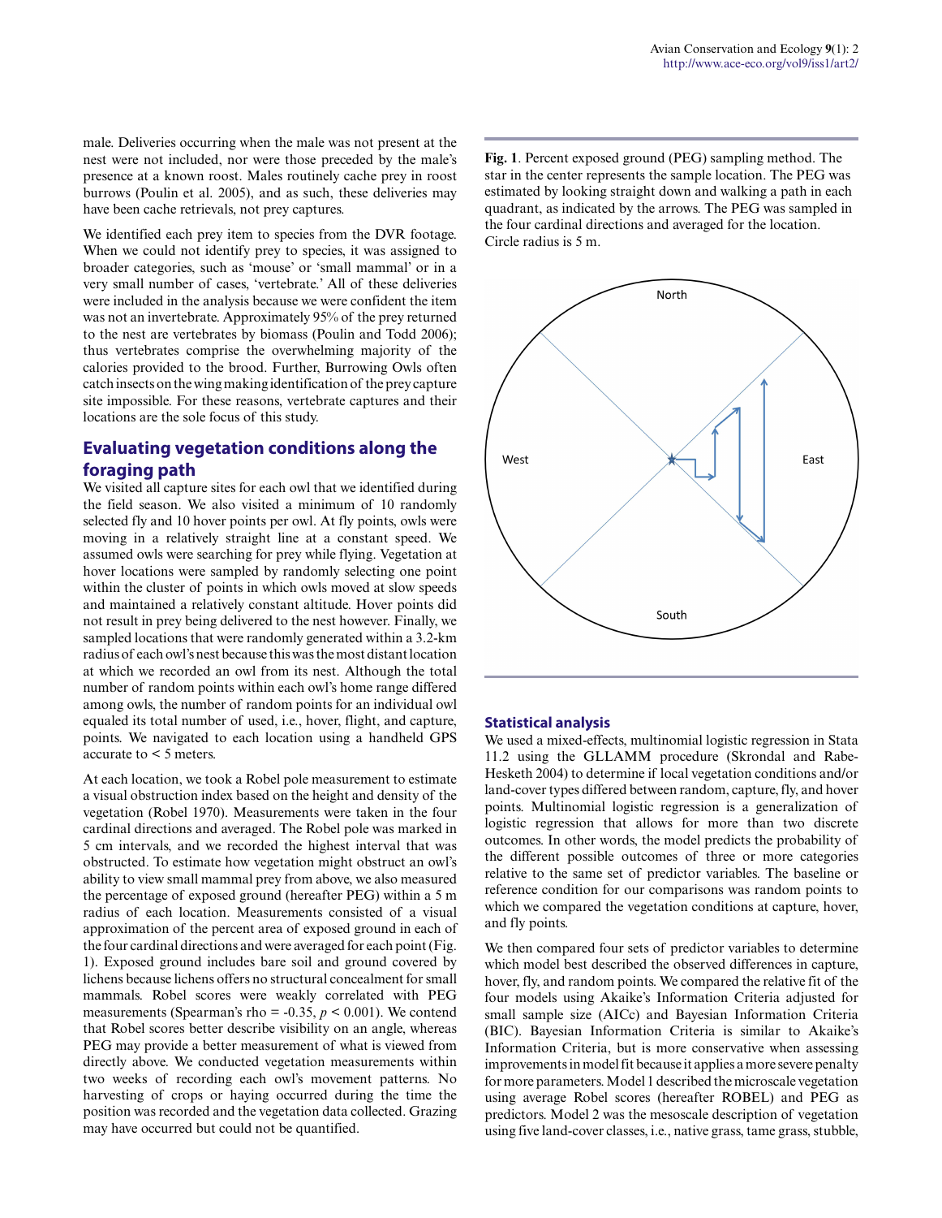male. Deliveries occurring when the male was not present at the nest were not included, nor were those preceded by the male's presence at a known roost. Males routinely cache prey in roost burrows (Poulin et al. 2005), and as such, these deliveries may have been cache retrievals, not prey captures.

We identified each prey item to species from the DVR footage. When we could not identify prey to species, it was assigned to broader categories, such as 'mouse' or 'small mammal' or in a very small number of cases, 'vertebrate.' All of these deliveries were included in the analysis because we were confident the item was not an invertebrate. Approximately 95% of the prey returned to the nest are vertebrates by biomass (Poulin and Todd 2006); thus vertebrates comprise the overwhelming majority of the calories provided to the brood. Further, Burrowing Owls often catch insects on the wing making identification of the prey capture site impossible. For these reasons, vertebrate captures and their locations are the sole focus of this study.

## Evaluating vegetation conditions along the foraging path

We visited all capture sites for each owl that we identified during the field season. We also visited a minimum of 10 randomly selected fly and 10 hover points per owl. At fly points, owls were moving in a relatively straight line at a constant speed. We assumed owls were searching for prey while flying. Vegetation at hover locations were sampled by randomly selecting one point within the cluster of points in which owls moved at slow speeds and maintained a relatively constant altitude. Hover points did not result in prey being delivered to the nest however. Finally, we sampled locations that were randomly generated within a 3.2-km radius of each owl's nest because this was the most distant location at which we recorded an owl from its nest. Although the total number of random points within each owl's home range differed among owls, the number of random points for an individual owl equaled its total number of used, i.e., hover, flight, and capture, points. We navigated to each location using a handheld GPS accurate to < 5 meters.

At each location, we took a Robel pole measurement to estimate a visual obstruction index based on the height and density of the vegetation (Robel 1970). Measurements were taken in the four cardinal directions and averaged. The Robel pole was marked in 5 cm intervals, and we recorded the highest interval that was obstructed. To estimate how vegetation might obstruct an owl's ability to view small mammal prey from above, we also measured the percentage of exposed ground (hereafter PEG) within a 5 m radius of each location. Measurements consisted of a visual approximation of the percent area of exposed ground in each of the four cardinal directions and were averaged for each point (Fig. 1). Exposed ground includes bare soil and ground covered by lichens because lichens offers no structural concealment for small mammals. Robel scores were weakly correlated with PEG measurements (Spearman's rho = -0.35, $p$ < 0.001). We contend that Robel scores better describe visibility on an angle, whereas PEG may provide a better measurement of what is viewed from directly above. We conducted vegetation measurements within two weeks of recording each owl's movement patterns. No harvesting of crops or haying occurred during the time the position was recorded and the vegetation data collected. Grazing may have occurred but could not be quantified.

**Fig. 1**. Percent exposed ground (PEG) sampling method. The star in the center represents the sample location. The PEG was estimated by looking straight down and walking a path in each quadrant, as indicated by the arrows. The PEG was sampled in the four cardinal directions and averaged for the location. Circle radius is 5 m.

### Statistical analysis

We used a mixed-effects, multinomial logistic regression in Stata 11.2 using the GLLAMM procedure (Skrondal and Rabe-Hesketh 2004) to determine if local vegetation conditions and/or land-cover types differed between random, capture, fly, and hover points. Multinomial logistic regression is a generalization of logistic regression that allows for more than two discrete outcomes. In other words, the model predicts the probability of the different possible outcomes of three or more categories relative to the same set of predictor variables. The baseline or reference condition for our comparisons was random points to which we compared the vegetation conditions at capture, hover, and fly points.

We then compared four sets of predictor variables to determine which model best described the observed differences in capture, hover, fly, and random points. We compared the relative fit of the four models using Akaike's Information Criteria adjusted for small sample size (AICc) and Bayesian Information Criteria (BIC). Bayesian Information Criteria is similar to Akaike's Information Criteria, but is more conservative when assessing improvements in model fit because it applies a more severe penalty for more parameters. Model 1 described the microscale vegetation using average Robel scores (hereafter ROBEL) and PEG as predictors. Model 2 was the mesoscale description of vegetation using five land-cover classes, i.e., native grass, tame grass, stubble,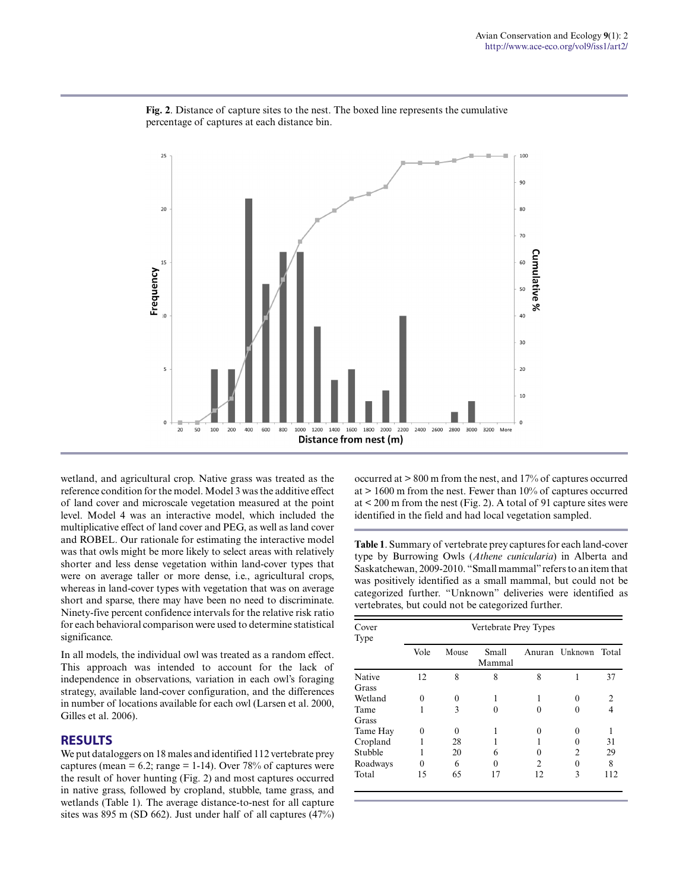**Fig. 2**. Distance of capture sites to the nest. The boxed line represents the cumulative percentage of captures at each distance bin.

wetland, and agricultural crop. Native grass was treated as the reference condition for the model. Model 3 was the additive effect of land cover and microscale vegetation measured at the point level. Model 4 was an interactive model, which included the multiplicative effect of land cover and PEG, as well as land cover and ROBEL. Our rationale for estimating the interactive model was that owls might be more likely to select areas with relatively shorter and less dense vegetation within land-cover types that were on average taller or more dense, i.e., agricultural crops, whereas in land-cover types with vegetation that was on average short and sparse, there may have been no need to discriminate. Ninety-five percent confidence intervals for the relative risk ratio for each behavioral comparison were used to determine statistical significance.

In all models, the individual owl was treated as a random effect. This approach was intended to account for the lack of independence in observations, variation in each owl's foraging strategy, available land-cover configuration, and the differences in number of locations available for each owl (Larsen et al. 2000, Gilles et al. 2006).

## RESULTS

We put dataloggers on 18 males and identified 112 vertebrate prey captures (mean = 6.2; range = 1-14). Over 78% of captures were the result of hover hunting (Fig. 2) and most captures occurred in native grass, followed by cropland, stubble, tame grass, and wetlands (Table 1). The average distance-to-nest for all capture sites was 895 m (SD 662). Just under half of all captures (47%) occurred at > 800 m from the nest, and 17% of captures occurred at > 1600 m from the nest. Fewer than 10% of captures occurred at < 200 m from the nest (Fig. 2). A total of 91 capture sites were identified in the field and had local vegetation sampled.

**Table 1**. Summary of vertebrate prey captures for each land-cover type by Burrowing Owls (*Athene cunicularia*) in Alberta and Saskatchewan, 2009-2010. "Small mammal" refers to an item that was positively identified as a small mammal, but could not be categorized further. "Unknown" deliveries were identified as vertebrates, but could not be categorized further.

| Cover Type | Vertebrate Prey Types | | | | | |
|---|---|---|---|---|---|---|
| | Vole | Mouse | Small Mammal | Anuran | Unknown | Total |
| Native Grass | 12 | 8 | 8 | 8 | 1 | 37 |
| Wetland | 0 | 0 | 1 | 1 | 0 | 2 |
| Tame Grass | 1 | 3 | 0 | 0 | 0 | 4 |
| Tame Hay | 0 | 0 | 1 | 0 | 0 | 1 |
| Cropland | 1 | 28 | 1 | 1 | 0 | 31 |
| Stubble | 1 | 20 | 6 | 0 | 2 | 29 |
| Roadways | 0 | 6 | 0 | 2 | 0 | 8 |
| Total | 15 | 65 | 17 | 12 | 3 | 112 |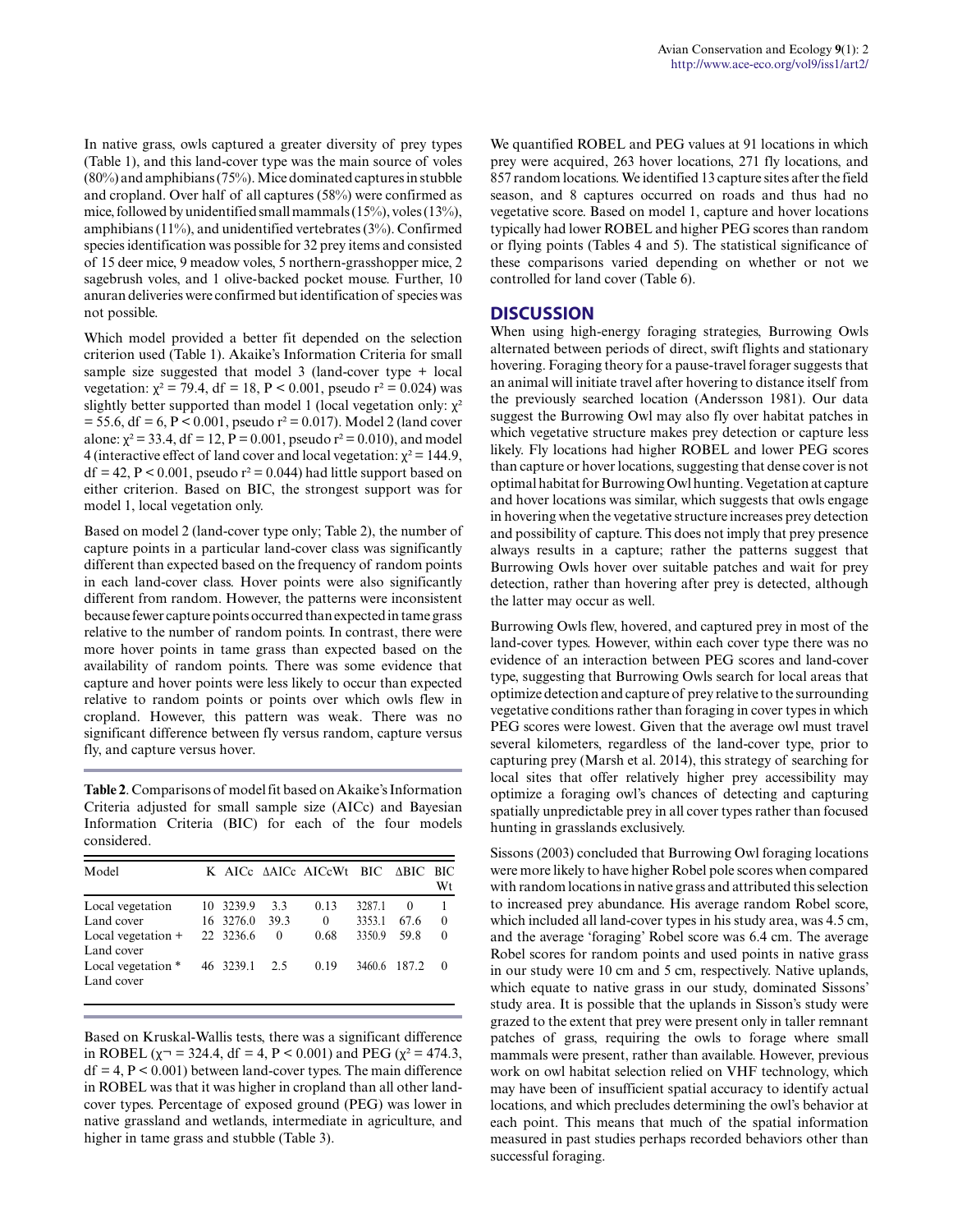In native grass, owls captured a greater diversity of prey types (Table 1), and this land-cover type was the main source of voles (80%) and amphibians (75%). Mice dominated captures in stubble and cropland. Over half of all captures (58%) were confirmed as mice, followed by unidentified small mammals (15%), voles (13%), amphibians (11%), and unidentified vertebrates (3%). Confirmed species identification was possible for 32 prey items and consisted of 15 deer mice, 9 meadow voles, 5 northern-grasshopper mice, 2 sagebrush voles, and 1 olive-backed pocket mouse. Further, 10 anuran deliveries were confirmed but identification of species was not possible.

Which model provided a better fit depended on the selection criterion used (Table 1). Akaike's Information Criteria for small sample size suggested that model 3 (land-cover type + local vegetation: $\chi^2 = 79.4$, df = 18, P < 0.001, pseudo $r^2 = 0.024$) was slightly better supported than model 1 (local vegetation only: $\chi^2 = 55.6$, df = 6, P < 0.001, pseudo $r^2 = 0.017$). Model 2 (land cover alone: $\chi^2 = 33.4$, df = 12, P = 0.001, pseudo $r^2 = 0.010$), and model 4 (interactive effect of land cover and local vegetation: $\chi^2 = 144.9$, df = 42, P < 0.001, pseudo $r^2 = 0.044$) had little support based on either criterion. Based on BIC, the strongest support was for model 1, local vegetation only.

Based on model 2 (land-cover type only; Table 2), the number of capture points in a particular land-cover class was significantly different than expected based on the frequency of random points in each land-cover class. Hover points were also significantly different from random. However, the patterns were inconsistent because fewer capture points occurred than expected in tame grass relative to the number of random points. In contrast, there were more hover points in tame grass than expected based on the availability of random points. There was some evidence that capture and hover points were less likely to occur than expected relative to random points or points over which owls flew in cropland. However, this pattern was weak. There was no significant difference between fly versus random, capture versus fly, and capture versus hover.

**Table 2**. Comparisons of model fit based on Akaike's Information Criteria adjusted for small sample size (AICc) and Bayesian Information Criteria (BIC) for each of the four models considered.

| Model | K | AICc | ΔAICc | AICcWt | BIC | ΔBIC | BIC Wt |
|---|---|---|---|---|---|---|---|
| Local vegetation | 10 | 3239.9 | 3.3 | 0.13 | 3287.1 | 0 | 1 |
| Land cover | 16 | 3276.0 | 39.3 | 0 | 3353.1 | 67.6 | 0 |
| Local vegetation + Land cover | 22 | 3236.6 | 0 | 0.68 | 3350.9 | 59.8 | 0 |
| Local vegetation * Land cover | 46 | 3239.1 | 2.5 | 0.19 | 3460.6 | 187.2 | 0 |

Based on Kruskal-Wallis tests, there was a significant difference in ROBEL ($\chi$¬ = 324.4, df = 4, P < 0.001) and PEG ($\chi^2 = 474.3$, df = 4, P < 0.001) between land-cover types. The main difference in ROBEL was that it was higher in cropland than all other land-cover types. Percentage of exposed ground (PEG) was lower in native grassland and wetlands, intermediate in agriculture, and higher in tame grass and stubble (Table 3).

We quantified ROBEL and PEG values at 91 locations in which prey were acquired, 263 hover locations, 271 fly locations, and 857 random locations. We identified 13 capture sites after the field season, and 8 captures occurred on roads and thus had no vegetative score. Based on model 1, capture and hover locations typically had lower ROBEL and higher PEG scores than random or flying points (Tables 4 and 5). The statistical significance of these comparisons varied depending on whether or not we controlled for land cover (Table 6).

## DISCUSSION

When using high-energy foraging strategies, Burrowing Owls alternated between periods of direct, swift flights and stationary hovering. Foraging theory for a pause-travel forager suggests that an animal will initiate travel after hovering to distance itself from the previously searched location (Andersson 1981). Our data suggest the Burrowing Owl may also fly over habitat patches in which vegetative structure makes prey detection or capture less likely. Fly locations had higher ROBEL and lower PEG scores than capture or hover locations, suggesting that dense cover is not optimal habitat for Burrowing Owl hunting. Vegetation at capture and hover locations was similar, which suggests that owls engage in hovering when the vegetative structure increases prey detection and possibility of capture. This does not imply that prey presence always results in a capture; rather the patterns suggest that Burrowing Owls hover over suitable patches and wait for prey detection, rather than hovering after prey is detected, although the latter may occur as well.

Burrowing Owls flew, hovered, and captured prey in most of the land-cover types. However, within each cover type there was no evidence of an interaction between PEG scores and land-cover type, suggesting that Burrowing Owls search for local areas that optimize detection and capture of prey relative to the surrounding vegetative conditions rather than foraging in cover types in which PEG scores were lowest. Given that the average owl must travel several kilometers, regardless of the land-cover type, prior to capturing prey (Marsh et al. 2014), this strategy of searching for local sites that offer relatively higher prey accessibility may optimize a foraging owl's chances of detecting and capturing spatially unpredictable prey in all cover types rather than focused hunting in grasslands exclusively.

Sissons (2003) concluded that Burrowing Owl foraging locations were more likely to have higher Robel pole scores when compared with random locations in native grass and attributed this selection to increased prey abundance. His average random Robel score, which included all land-cover types in his study area, was 4.5 cm, and the average 'foraging' Robel score was 6.4 cm. The average Robel scores for random points and used points in native grass in our study were 10 cm and 5 cm, respectively. Native uplands, which equate to native grass in our study, dominated Sissons' study area. It is possible that the uplands in Sisson's study were grazed to the extent that prey were present only in taller remnant patches of grass, requiring the owls to forage where small mammals were present, rather than available. However, previous work on owl habitat selection relied on VHF technology, which may have been of insufficient spatial accuracy to identify actual locations, and which precludes determining the owl's behavior at each point. This means that much of the spatial information measured in past studies perhaps recorded behaviors other than successful foraging.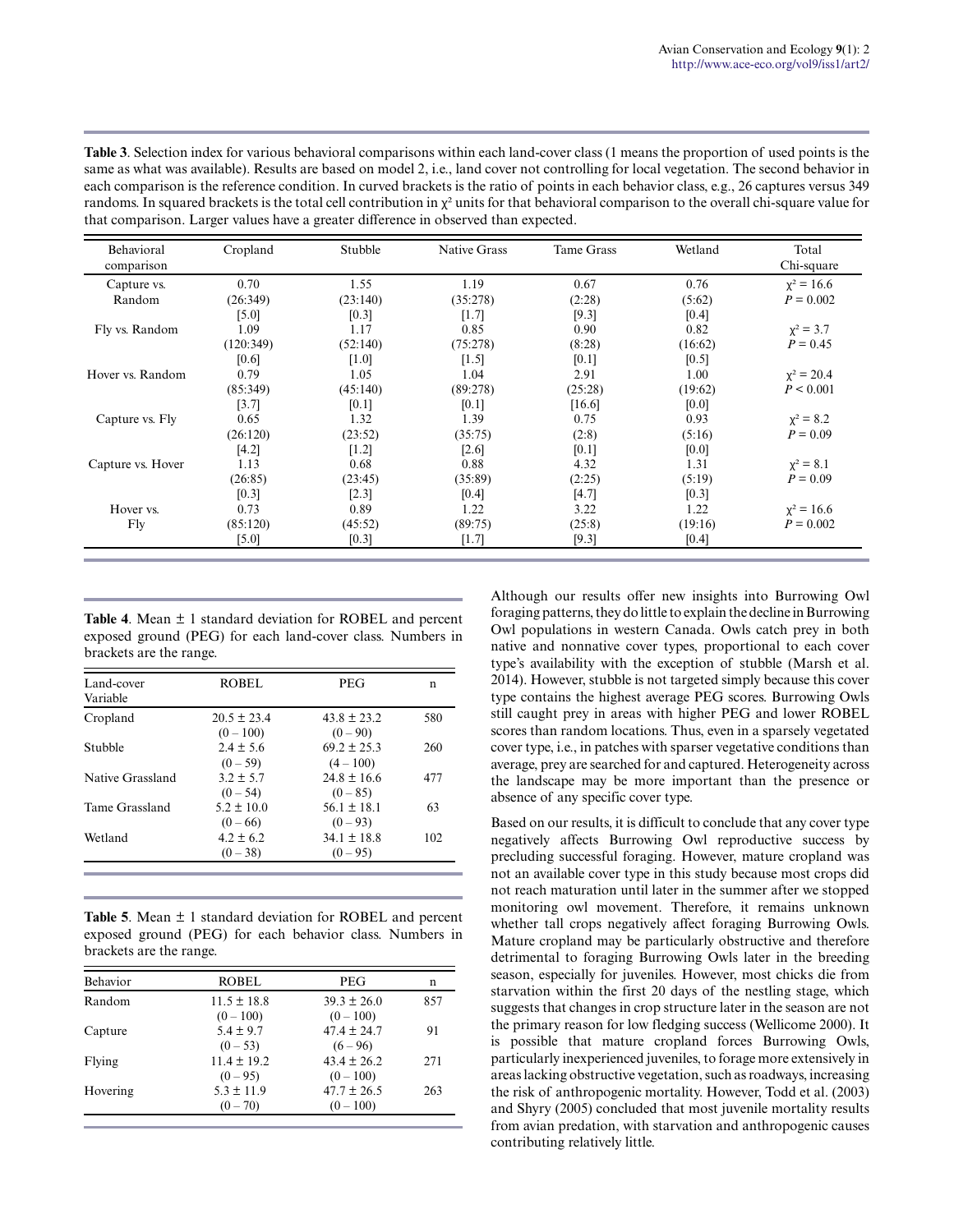**Table 3**. Selection index for various behavioral comparisons within each land-cover class (1 means the proportion of used points is the same as what was available). Results are based on model 2, i.e., land cover not controlling for local vegetation. The second behavior in each comparison is the reference condition. In curved brackets is the ratio of points in each behavior class, e.g., 26 captures versus 349 randoms. In squared brackets is the total cell contribution in $\chi^2$ units for that behavioral comparison to the overall chi-square value for that comparison. Larger values have a greater difference in observed than expected.

| Behavioral comparison | Cropland | Stubble | Native Grass | Tame Grass | Wetland | Total Chi-square |
|---|---|---|---|---|---|---|
| Capture vs. Random | 0.70<br>(26:349)<br>[5.0] | 1.55<br>(23:140)<br>[0.3] | 1.19<br>(35:278)<br>[1.7] | 0.67<br>(2:28)<br>[9.3] | 0.76<br>(5:62)<br>[0.4] | $\chi^2 = 16.6$<br>$P = 0.002$ |
| Fly vs. Random | 1.09<br>(120:349)<br>[0.6] | 1.17<br>(52:140)<br>[1.0] | 0.85<br>(75:278)<br>[1.5] | 0.90<br>(8:28)<br>[0.1] | 0.82<br>(16:62)<br>[0.5] | $\chi^2 = 3.7$<br>$P = 0.45$ |
| Hover vs. Random | 0.79<br>(85:349)<br>[3.7] | 1.05<br>(45:140)<br>[0.1] | 1.04<br>(89:278)<br>[0.1] | 2.91<br>(25:28)<br>[16.6] | 1.00<br>(19:62)<br>[0.0] | $\chi^2 = 20.4$<br>$P < 0.001$ |
| Capture vs. Fly | 0.65<br>(26:120)<br>[4.2] | 1.32<br>(23:52)<br>[1.2] | 1.39<br>(35:75)<br>[2.6] | 0.75<br>(2:8)<br>[0.1] | 0.93<br>(5:16)<br>[0.0] | $\chi^2 = 8.2$<br>$P = 0.09$ |
| Capture vs. Hover | 1.13<br>(26:85)<br>[0.3] | 0.68<br>(23:45)<br>[2.3] | 0.88<br>(35:89)<br>[0.4] | 4.32<br>(2:25)<br>[4.7] | 1.31<br>(5:19)<br>[0.3] | $\chi^2 = 8.1$<br>$P = 0.09$ |
| Hover vs. Fly | 0.73<br>(85:120)<br>[5.0] | 0.89<br>(45:52)<br>[0.3] | 1.22<br>(89:75)<br>[1.7] | 3.22<br>(25:8)<br>[9.3] | 1.22<br>(19:16)<br>[0.4] | $\chi^2 = 16.6$<br>$P = 0.002$ |

**Table 4**. Mean ± 1 standard deviation for ROBEL and percent exposed ground (PEG) for each land-cover class. Numbers in brackets are the range.

| Land-cover Variable | ROBEL | PEG | n |
|---|---|---|---|
| Cropland | 20.5 ± 23.4<br>(0 – 100) | 43.8 ± 23.2<br>(0 – 90) | 580 |
| Stubble | 2.4 ± 5.6<br>(0 – 59) | 69.2 ± 25.3<br>(4 – 100) | 260 |
| Native Grassland | 3.2 ± 5.7<br>(0 – 54) | 24.8 ± 16.6<br>(0 – 85) | 477 |
| Tame Grassland | 5.2 ± 10.0<br>(0 – 66) | 56.1 ± 18.1<br>(0 – 93) | 63 |
| Wetland | 4.2 ± 6.2<br>(0 – 38) | 34.1 ± 18.8<br>(0 – 95) | 102 |

**Table 5**. Mean ± 1 standard deviation for ROBEL and percent exposed ground (PEG) for each behavior class. Numbers in brackets are the range.

| Behavior | ROBEL | PEG | n |
|---|---|---|---|
| Random | 11.5 ± 18.8<br>(0 – 100) | 39.3 ± 26.0<br>(0 – 100) | 857 |
| Capture | 5.4 ± 9.7<br>(0 – 53) | 47.4 ± 24.7<br>(6 – 96) | 91 |
| Flying | 11.4 ± 19.2<br>(0 – 95) | 43.4 ± 26.2<br>(0 – 100) | 271 |
| Hovering | 5.3 ± 11.9<br>(0 – 70) | 47.7 ± 26.5<br>(0 – 100) | 263 |

Although our results offer new insights into Burrowing Owl foraging patterns, they do little to explain the decline in Burrowing Owl populations in western Canada. Owls catch prey in both native and nonnative cover types, proportional to each cover type's availability with the exception of stubble (Marsh et al. 2014). However, stubble is not targeted simply because this cover type contains the highest average PEG scores. Burrowing Owls still caught prey in areas with higher PEG and lower ROBEL scores than random locations. Thus, even in a sparsely vegetated cover type, i.e., in patches with sparser vegetative conditions than average, prey are searched for and captured. Heterogeneity across the landscape may be more important than the presence or absence of any specific cover type.

Based on our results, it is difficult to conclude that any cover type negatively affects Burrowing Owl reproductive success by precluding successful foraging. However, mature cropland was not an available cover type in this study because most crops did not reach maturation until later in the summer after we stopped monitoring owl movement. Therefore, it remains unknown whether tall crops negatively affect foraging Burrowing Owls. Mature cropland may be particularly obstructive and therefore detrimental to foraging Burrowing Owls later in the breeding season, especially for juveniles. However, most chicks die from starvation within the first 20 days of the nestling stage, which suggests that changes in crop structure later in the season are not the primary reason for low fledging success (Wellicome 2000). It is possible that mature cropland forces Burrowing Owls, particularly inexperienced juveniles, to forage more extensively in areas lacking obstructive vegetation, such as roadways, increasing the risk of anthropogenic mortality. However, Todd et al. (2003) and Shyry (2005) concluded that most juvenile mortality results from avian predation, with starvation and anthropogenic causes contributing relatively little.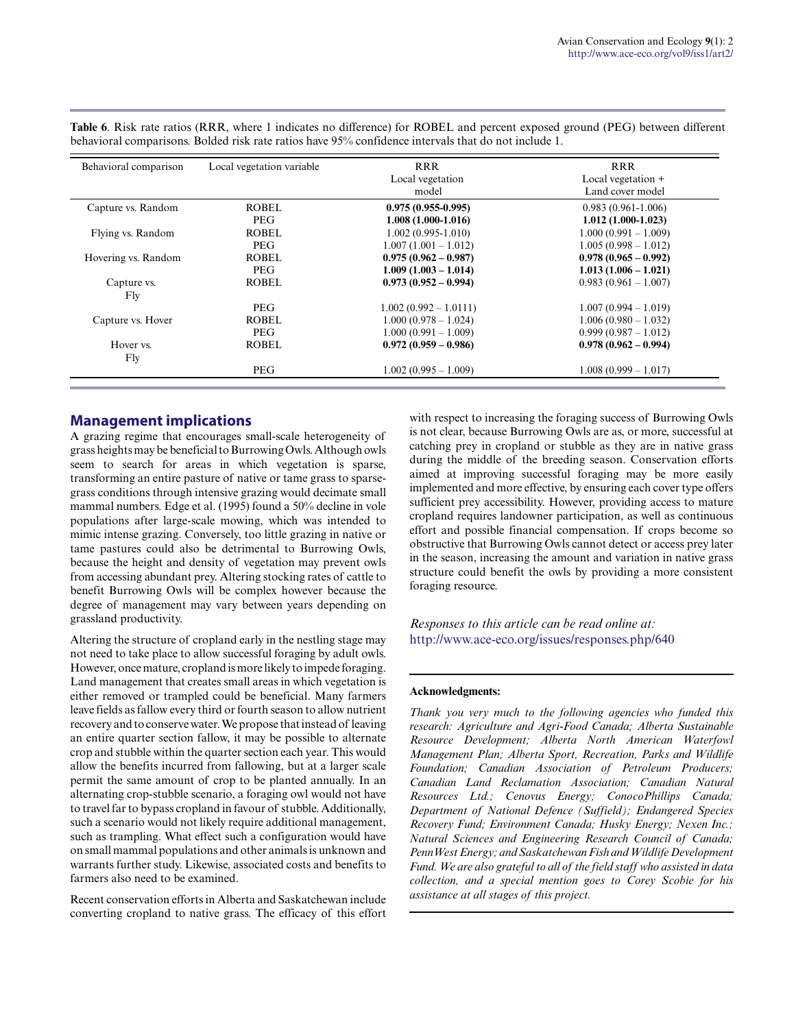**Table 6**. Risk rate ratios (RRR, where 1 indicates no difference) for ROBEL and percent exposed ground (PEG) between different behavioral comparisons. Bolded risk rate ratios have 95% confidence intervals that do not include 1.

| Behavioral comparison | Local vegetation variable | RRR Local vegetation model | RRR Local vegetation + Land cover model |
|---|---|---|---|
| Capture vs. Random | ROBEL | **0.975 (0.955-0.995)** | 0.983 (0.961-1.006) |
| | PEG | **1.008 (1.000-1.016)** | **1.012 (1.000-1.023)** |
| Flying vs. Random | ROBEL | 1.002 (0.995-1.010) | 1.000 (0.991 – 1.009) |
| | PEG | 1.007 (1.001 – 1.012) | 1.005 (0.998 – 1.012) |
| Hovering vs. Random | ROBEL | **0.975 (0.962 – 0.987)** | **0.978 (0.965 – 0.992)** |
| | PEG | **1.009 (1.003 – 1.014)** | **1.013 (1.006 – 1.021)** |
| Capture vs. Fly | ROBEL | **0.973 (0.952 – 0.994)** | 0.983 (0.961 – 1.007) |
| | PEG | 1.002 (0.992 – 1.0111) | 1.007 (0.994 – 1.019) |
| Capture vs. Hover | ROBEL | 1.000 (0.978 – 1.024) | 1.006 (0.980 – 1.032) |
| | PEG | 1.000 (0.991 – 1.009) | 0.999 (0.987 – 1.012) |
| Hover vs. Fly | ROBEL | **0.972 (0.959 – 0.986)** | **0.978 (0.962 – 0.994)** |
| | PEG | 1.002 (0.995 – 1.009) | 1.008 (0.999 – 1.017) |

## Management implications

A grazing regime that encourages small-scale heterogeneity of grass heights may be beneficial to Burrowing Owls. Although owls seem to search for areas in which vegetation is sparse, transforming an entire pasture of native or tame grass to sparse-grass conditions through intensive grazing would decimate small mammal numbers. Edge et al. (1995) found a 50% decline in vole populations after large-scale mowing, which was intended to mimic intense grazing. Conversely, too little grazing in native or tame pastures could also be detrimental to Burrowing Owls, because the height and density of vegetation may prevent owls from accessing abundant prey. Altering stocking rates of cattle to benefit Burrowing Owls will be complex however because the degree of management may vary between years depending on grassland productivity.

Altering the structure of cropland early in the nestling stage may not need to take place to allow successful foraging by adult owls. However, once mature, cropland is more likely to impede foraging. Land management that creates small areas in which vegetation is either removed or trampled could be beneficial. Many farmers leave fields as fallow every third or fourth season to allow nutrient recovery and to conserve water. We propose that instead of leaving an entire quarter section fallow, it may be possible to alternate crop and stubble within the quarter section each year. This would allow the benefits incurred from fallowing, but at a larger scale permit the same amount of crop to be planted annually. In an alternating crop-stubble scenario, a foraging owl would not have to travel far to bypass cropland in favour of stubble. Additionally, such a scenario would not likely require additional management, such as trampling. What effect such a configuration would have on small mammal populations and other animals is unknown and warrants further study. Likewise, associated costs and benefits to farmers also need to be examined.

Recent conservation efforts in Alberta and Saskatchewan include converting cropland to native grass. The efficacy of this effort with respect to increasing the foraging success of Burrowing Owls is not clear, because Burrowing Owls are as, or more, successful at catching prey in cropland or stubble as they are in native grass during the middle of the breeding season. Conservation efforts aimed at improving successful foraging may be more easily implemented and more effective, by ensuring each cover type offers sufficient prey accessibility. However, providing access to mature cropland requires landowner participation, as well as continuous effort and possible financial compensation. If crops become so obstructive that Burrowing Owls cannot detect or access prey later in the season, increasing the amount and variation in native grass structure could benefit the owls by providing a more consistent foraging resource.

*Responses to this article can be read online at:*
http://www.ace-eco.org/issues/responses.php/640

**Acknowledgments:**

*Thank you very much to the following agencies who funded this research: Agriculture and Agri-Food Canada; Alberta Sustainable Resource Development; Alberta North American Waterfowl Management Plan; Alberta Sport, Recreation, Parks and Wildlife Foundation; Canadian Association of Petroleum Producers; Canadian Land Reclamation Association; Canadian Natural Resources Ltd.; Cenovus Energy; ConocoPhillips Canada; Department of National Defence (Suffield); Endangered Species Recovery Fund; Environment Canada; Husky Energy; Nexen Inc.; Natural Sciences and Engineering Research Council of Canada; PennWest Energy; and Saskatchewan Fish and Wildlife Development Fund. We are also grateful to all of the field staff who assisted in data collection, and a special mention goes to Corey Scobie for his assistance at all stages of this project.*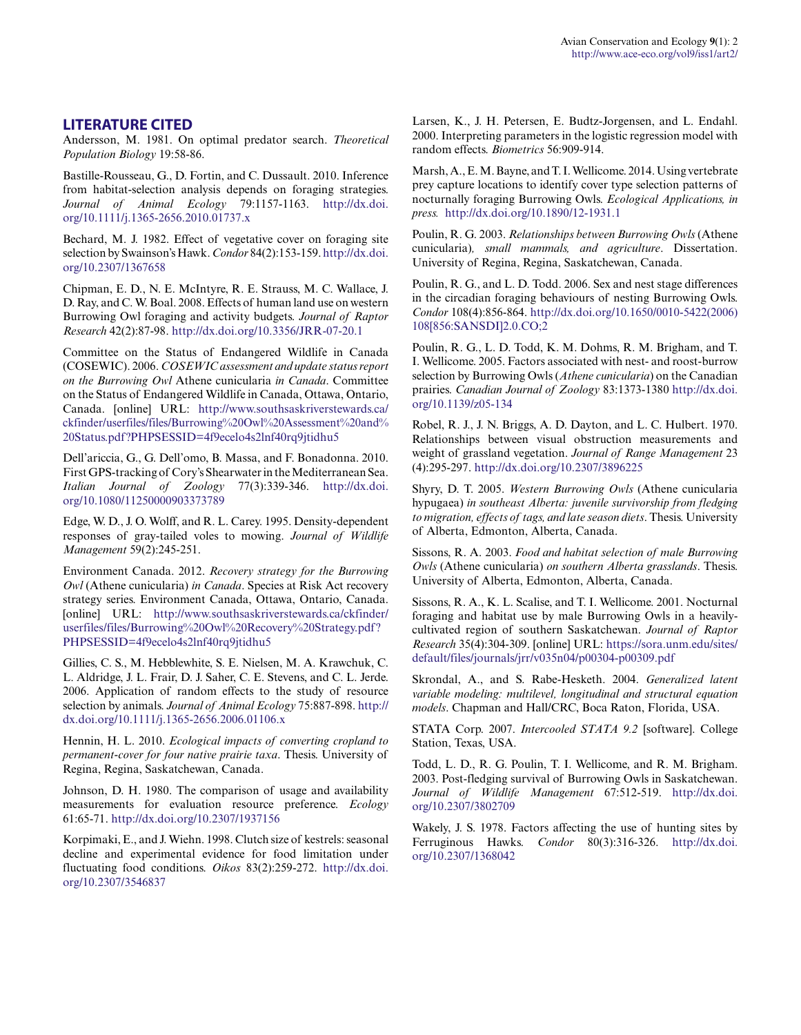## LITERATURE CITED

Andersson, M. 1981. On optimal predator search. *Theoretical Population Biology* 19:58-86.

Bastille-Rousseau, G., D. Fortin, and C. Dussault. 2010. Inference from habitat-selection analysis depends on foraging strategies. *Journal of Animal Ecology* 79:1157-1163. http://dx.doi.org/10.1111/j.1365-2656.2010.01737.x

Bechard, M. J. 1982. Effect of vegetative cover on foraging site selection by Swainson's Hawk. *Condor* 84(2):153-159. http://dx.doi.org/10.2307/1367658

Chipman, E. D., N. E. McIntyre, R. E. Strauss, M. C. Wallace, J. D. Ray, and C. W. Boal. 2008. Effects of human land use on western Burrowing Owl foraging and activity budgets. *Journal of Raptor Research* 42(2):87-98. http://dx.doi.org/10.3356/JRR-07-20.1

Committee on the Status of Endangered Wildlife in Canada (COSEWIC). 2006. *COSEWIC assessment and update status report on the Burrowing Owl* Athene cunicularia *in Canada*. Committee on the Status of Endangered Wildlife in Canada, Ottawa, Ontario, Canada. [online] URL: http://www.southsaskriverstewards.ca/ckfinder/userfiles/files/Burrowing%20Owl%20Assessment%20and%20Status.pdf?PHPSESSID=4f9ecelo4s2lnf40rq9jtidhu5

Dell'ariccia, G., G. Dell'omo, B. Massa, and F. Bonadonna. 2010. First GPS-tracking of Cory's Shearwater in the Mediterranean Sea. *Italian Journal of Zoology* 77(3):339-346. http://dx.doi.org/10.1080/11250000903373789

Edge, W. D., J. O. Wolff, and R. L. Carey. 1995. Density-dependent responses of gray-tailed voles to mowing. *Journal of Wildlife Management* 59(2):245-251.

Environment Canada. 2012. *Recovery strategy for the Burrowing Owl* (Athene cunicularia) *in Canada*. Species at Risk Act recovery strategy series. Environment Canada, Ottawa, Ontario, Canada. [online] URL: http://www.southsaskriverstewards.ca/ckfinder/userfiles/files/Burrowing%20Owl%20Recovery%20Strategy.pdf?PHPSESSID=4f9ecelo4s2lnf40rq9jtidhu5

Gillies, C. S., M. Hebblewhite, S. E. Nielsen, M. A. Krawchuk, C. L. Aldridge, J. L. Frair, D. J. Saher, C. E. Stevens, and C. L. Jerde. 2006. Application of random effects to the study of resource selection by animals. *Journal of Animal Ecology* 75:887-898. http://dx.doi.org/10.1111/j.1365-2656.2006.01106.x

Hennin, H. L. 2010. *Ecological impacts of converting cropland to permanent-cover for four native prairie taxa*. Thesis. University of Regina, Regina, Saskatchewan, Canada.

Johnson, D. H. 1980. The comparison of usage and availability measurements for evaluation resource preference. *Ecology* 61:65-71. http://dx.doi.org/10.2307/1937156

Korpimaki, E., and J. Wiehn. 1998. Clutch size of kestrels: seasonal decline and experimental evidence for food limitation under fluctuating food conditions. *Oikos* 83(2):259-272. http://dx.doi.org/10.2307/3546837

Larsen, K., J. H. Petersen, E. Budtz-Jorgensen, and L. Endahl. 2000. Interpreting parameters in the logistic regression model with random effects. *Biometrics* 56:909-914.

Marsh, A., E. M. Bayne, and T. I. Wellicome. 2014. Using vertebrate prey capture locations to identify cover type selection patterns of nocturnally foraging Burrowing Owls. *Ecological Applications, in press.* http://dx.doi.org/10.1890/12-1931.1

Poulin, R. G. 2003. *Relationships between Burrowing Owls* (Athene cunicularia)*, small mammals, and agriculture*. Dissertation. University of Regina, Regina, Saskatchewan, Canada.

Poulin, R. G., and L. D. Todd. 2006. Sex and nest stage differences in the circadian foraging behaviours of nesting Burrowing Owls. *Condor* 108(4):856-864. http://dx.doi.org/10.1650/0010-5422(2006)108[856:SANSDI]2.0.CO;2

Poulin, R. G., L. D. Todd, K. M. Dohms, R. M. Brigham, and T. I. Wellicome. 2005. Factors associated with nest- and roost-burrow selection by Burrowing Owls (*Athene cunicularia*) on the Canadian prairies. *Canadian Journal of Zoology* 83:1373-1380 http://dx.doi.org/10.1139/z05-134

Robel, R. J., J. N. Briggs, A. D. Dayton, and L. C. Hulbert. 1970. Relationships between visual obstruction measurements and weight of grassland vegetation. *Journal of Range Management* 23 (4):295-297. http://dx.doi.org/10.2307/3896225

Shyry, D. T. 2005. *Western Burrowing Owls* (Athene cunicularia hypugaea) *in southeast Alberta: juvenile survivorship from fledging to migration, effects of tags, and late season diets*. Thesis. University of Alberta, Edmonton, Alberta, Canada.

Sissons, R. A. 2003. *Food and habitat selection of male Burrowing Owls* (Athene cunicularia) *on southern Alberta grasslands*. Thesis. University of Alberta, Edmonton, Alberta, Canada.

Sissons, R. A., K. L. Scalise, and T. I. Wellicome. 2001. Nocturnal foraging and habitat use by male Burrowing Owls in a heavily-cultivated region of southern Saskatchewan. *Journal of Raptor Research* 35(4):304-309. [online] URL: https://sora.unm.edu/sites/default/files/journals/jrr/v035n04/p00304-p00309.pdf

Skrondal, A., and S. Rabe-Hesketh. 2004. *Generalized latent variable modeling: multilevel, longitudinal and structural equation models*. Chapman and Hall/CRC, Boca Raton, Florida, USA.

STATA Corp. 2007. *Intercooled STATA 9.2* [software]. College Station, Texas, USA.

Todd, L. D., R. G. Poulin, T. I. Wellicome, and R. M. Brigham. 2003. Post-fledging survival of Burrowing Owls in Saskatchewan. *Journal of Wildlife Management* 67:512-519. http://dx.doi.org/10.2307/3802709

Wakely, J. S. 1978. Factors affecting the use of hunting sites by Ferruginous Hawks. *Condor* 80(3):316-326. http://dx.doi.org/10.2307/1368042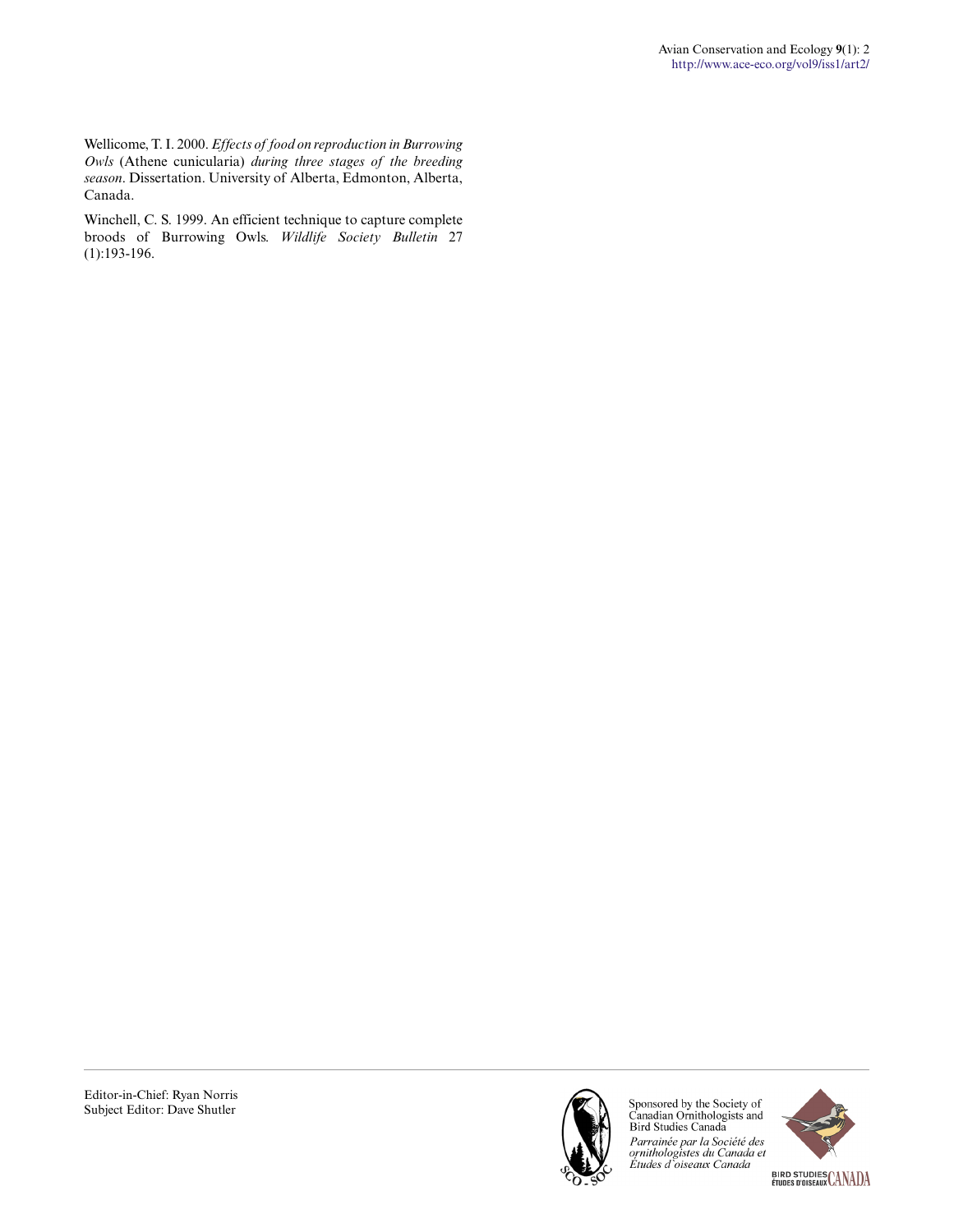Wellicome, T. I. 2000. *Effects of food on reproduction in Burrowing Owls* (Athene cunicularia) *during three stages of the breeding season*. Dissertation. University of Alberta, Edmonton, Alberta, Canada.

Winchell, C. S. 1999. An efficient technique to capture complete broods of Burrowing Owls. *Wildlife Society Bulletin* 27 (1):193-196.

Editor-in-Chief: Ryan Norris
Subject Editor: Dave Shutler

Sponsored by the Society of Canadian Ornithologists and Bird Studies Canada

*Parrainée par la Société des ornithologistes du Canada et Études d'oiseaux Canada*